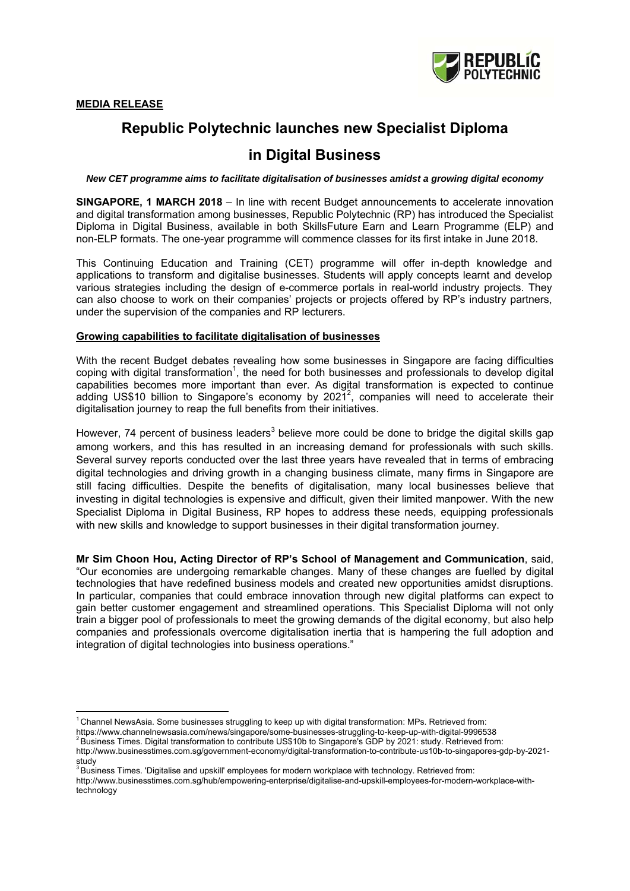**MEDIA RELEASE**

# Republic Polytechnic launches new Specialist Diploma in Digital Business

***New CET programme aims to facilitate digitalisation of businesses amidst a growing digital economy***

**SINGAPORE, 1 MARCH 2018** – In line with recent Budget announcements to accelerate innovation and digital transformation among businesses, Republic Polytechnic (RP) has introduced the Specialist Diploma in Digital Business, available in both SkillsFuture Earn and Learn Programme (ELP) and non-ELP formats. The one-year programme will commence classes for its first intake in June 2018.

This Continuing Education and Training (CET) programme will offer in-depth knowledge and applications to transform and digitalise businesses. Students will apply concepts learnt and develop various strategies including the design of e-commerce portals in real-world industry projects. They can also choose to work on their companies' projects or projects offered by RP's industry partners, under the supervision of the companies and RP lecturers.

## Growing capabilities to facilitate digitalisation of businesses

With the recent Budget debates revealing how some businesses in Singapore are facing difficulties coping with digital transformation[1], the need for both businesses and professionals to develop digital capabilities becomes more important than ever. As digital transformation is expected to continue adding US$10 billion to Singapore's economy by 2021[2], companies will need to accelerate their digitalisation journey to reap the full benefits from their initiatives.

However, 74 percent of business leaders[3] believe more could be done to bridge the digital skills gap among workers, and this has resulted in an increasing demand for professionals with such skills. Several survey reports conducted over the last three years have revealed that in terms of embracing digital technologies and driving growth in a changing business climate, many firms in Singapore are still facing difficulties. Despite the benefits of digitalisation, many local businesses believe that investing in digital technologies is expensive and difficult, given their limited manpower. With the new Specialist Diploma in Digital Business, RP hopes to address these needs, equipping professionals with new skills and knowledge to support businesses in their digital transformation journey.

**Mr Sim Choon Hou, Acting Director of RP's School of Management and Communication**, said, "Our economies are undergoing remarkable changes. Many of these changes are fuelled by digital technologies that have redefined business models and created new opportunities amidst disruptions. In particular, companies that could embrace innovation through new digital platforms can expect to gain better customer engagement and streamlined operations. This Specialist Diploma will not only train a bigger pool of professionals to meet the growing demands of the digital economy, but also help companies and professionals overcome digitalisation inertia that is hampering the full adoption and integration of digital technologies into business operations."

---

[1] Channel NewsAsia. Some businesses struggling to keep up with digital transformation: MPs. Retrieved from: https://www.channelnewsasia.com/news/singapore/some-businesses-struggling-to-keep-up-with-digital-9996538

[2] Business Times. Digital transformation to contribute US$10b to Singapore's GDP by 2021: study. Retrieved from: http://www.businesstimes.com.sg/government-economy/digital-transformation-to-contribute-us10b-to-singapores-gdp-by-2021-study

[3] Business Times. 'Digitalise and upskill' employees for modern workplace with technology. Retrieved from: http://www.businesstimes.com.sg/hub/empowering-enterprise/digitalise-and-upskill-employees-for-modern-workplace-with-technology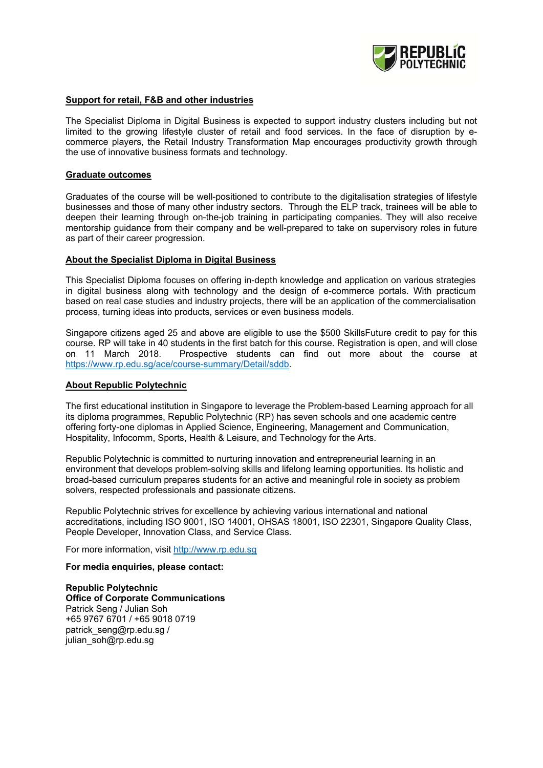**Support for retail, F&B and other industries**

The Specialist Diploma in Digital Business is expected to support industry clusters including but not limited to the growing lifestyle cluster of retail and food services. In the face of disruption by e-commerce players, the Retail Industry Transformation Map encourages productivity growth through the use of innovative business formats and technology.

**Graduate outcomes**

Graduates of the course will be well-positioned to contribute to the digitalisation strategies of lifestyle businesses and those of many other industry sectors. Through the ELP track, trainees will be able to deepen their learning through on-the-job training in participating companies. They will also receive mentorship guidance from their company and be well-prepared to take on supervisory roles in future as part of their career progression.

**About the Specialist Diploma in Digital Business**

This Specialist Diploma focuses on offering in-depth knowledge and application on various strategies in digital business along with technology and the design of e-commerce portals. With practicum based on real case studies and industry projects, there will be an application of the commercialisation process, turning ideas into products, services or even business models.

Singapore citizens aged 25 and above are eligible to use the $500 SkillsFuture credit to pay for this course. RP will take in 40 students in the first batch for this course. Registration is open, and will close on 11 March 2018. Prospective students can find out more about the course at https://www.rp.edu.sg/ace/course-summary/Detail/sddb.

**About Republic Polytechnic**

The first educational institution in Singapore to leverage the Problem-based Learning approach for all its diploma programmes, Republic Polytechnic (RP) has seven schools and one academic centre offering forty-one diplomas in Applied Science, Engineering, Management and Communication, Hospitality, Infocomm, Sports, Health & Leisure, and Technology for the Arts.

Republic Polytechnic is committed to nurturing innovation and entrepreneurial learning in an environment that develops problem-solving skills and lifelong learning opportunities. Its holistic and broad-based curriculum prepares students for an active and meaningful role in society as problem solvers, respected professionals and passionate citizens.

Republic Polytechnic strives for excellence by achieving various international and national accreditations, including ISO 9001, ISO 14001, OHSAS 18001, ISO 22301, Singapore Quality Class, People Developer, Innovation Class, and Service Class.

For more information, visit http://www.rp.edu.sg

**For media enquiries, please contact:**

**Republic Polytechnic**
**Office of Corporate Communications**
Patrick Seng / Julian Soh
+65 9767 6701 / +65 9018 0719
patrick_seng@rp.edu.sg /
julian_soh@rp.edu.sg